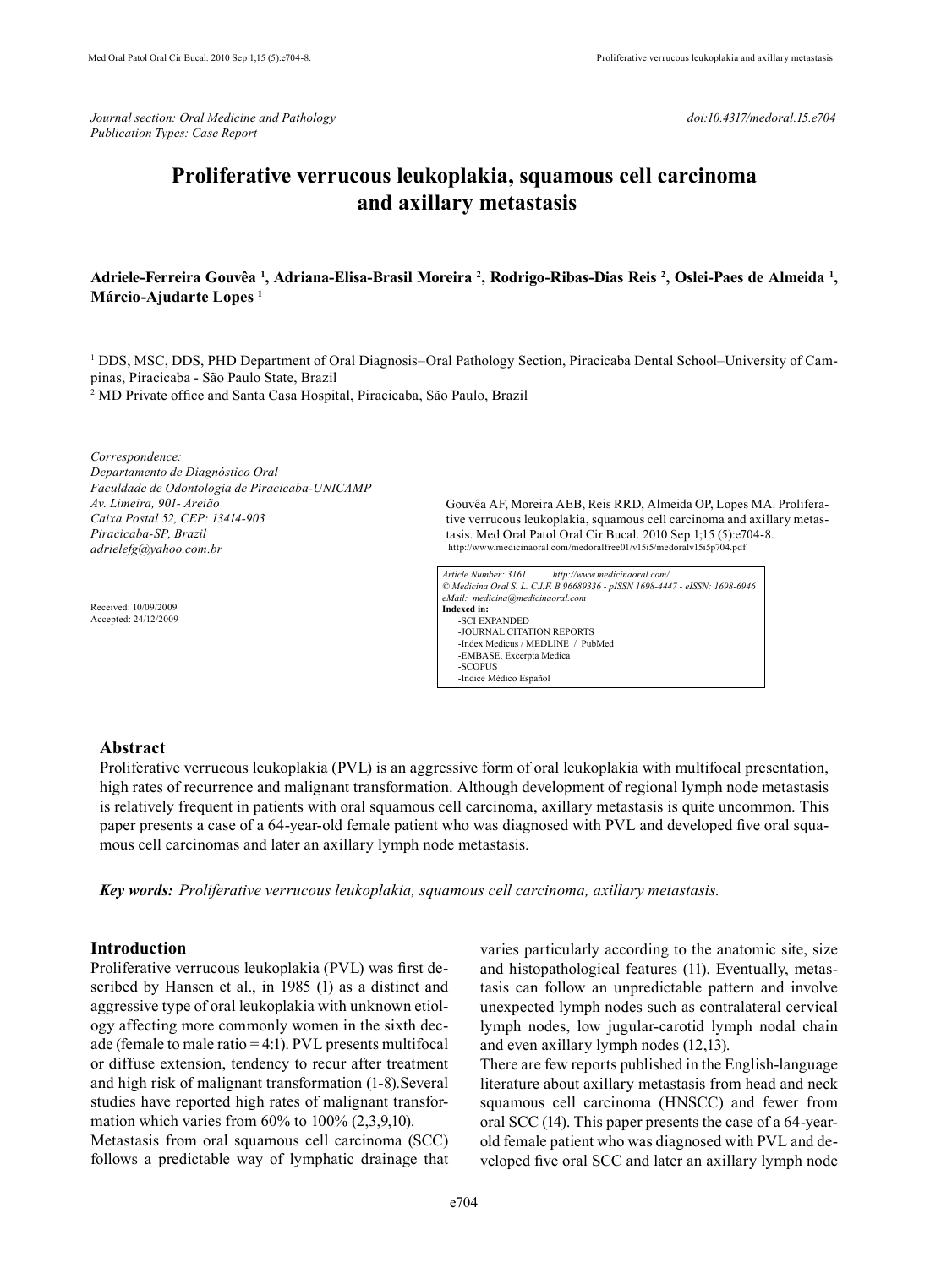Journal section: Oral Medicine and Pathology
Publication Types: Case Report

doi:10.4317/medoral.15.e704

# Proliferative verrucous leukoplakia, squamous cell carcinoma and axillary metastasis

**Adriele-Ferreira Gouvêa [1], Adriana-Elisa-Brasil Moreira [2], Rodrigo-Ribas-Dias Reis [2], Oslei-Paes de Almeida [1], Márcio-Ajudarte Lopes [1]**

[1] DDS, MSC, DDS, PHD Department of Oral Diagnosis–Oral Pathology Section, Piracicaba Dental School–University of Campinas, Piracicaba - São Paulo State, Brazil
[2] MD Private office and Santa Casa Hospital, Piracicaba, São Paulo, Brazil

*Correspondence:*
*Departamento de Diagnóstico Oral*
*Faculdade de Odontologia de Piracicaba-UNICAMP*
*Av. Limeira, 901- Areião*
*Caixa Postal 52, CEP: 13414-903*
*Piracicaba-SP, Brazil*
*adrielefg@yahoo.com.br*

Received: 10/09/2009
Accepted: 24/12/2009

Gouvêa AF, Moreira AEB, Reis RRD, Almeida OP, Lopes MA. Proliferative verrucous leukoplakia, squamous cell carcinoma and axillary metastasis. Med Oral Patol Oral Cir Bucal. 2010 Sep 1;15 (5):e704-8.
http://www.medicinaoral.com/medoralfree01/v15i5/medoralv15i5p704.pdf

*Article Number: 3161 http://www.medicinaoral.com/*
*© Medicina Oral S. L. C.I.F. B 96689336 - pISSN 1698-4447 - eISSN: 1698-6946*
*eMail: medicina@medicinaoral.com*
**Indexed in:**
-SCI EXPANDED
-JOURNAL CITATION REPORTS
-Index Medicus / MEDLINE / PubMed
-EMBASE, Excerpta Medica
-SCOPUS
-Indice Médico Español

## Abstract

Proliferative verrucous leukoplakia (PVL) is an aggressive form of oral leukoplakia with multifocal presentation, high rates of recurrence and malignant transformation. Although development of regional lymph node metastasis is relatively frequent in patients with oral squamous cell carcinoma, axillary metastasis is quite uncommon. This paper presents a case of a 64-year-old female patient who was diagnosed with PVL and developed five oral squamous cell carcinomas and later an axillary lymph node metastasis.

***Key words:*** *Proliferative verrucous leukoplakia, squamous cell carcinoma, axillary metastasis.*

## Introduction

Proliferative verrucous leukoplakia (PVL) was first described by Hansen et al., in 1985 (1) as a distinct and aggressive type of oral leukoplakia with unknown etiology affecting more commonly women in the sixth decade (female to male ratio = 4:1). PVL presents multifocal or diffuse extension, tendency to recur after treatment and high risk of malignant transformation (1-8).Several studies have reported high rates of malignant transformation which varies from 60% to 100% (2,3,9,10).

Metastasis from oral squamous cell carcinoma (SCC) follows a predictable way of lymphatic drainage that varies particularly according to the anatomic site, size and histopathological features (11). Eventually, metastasis can follow an unpredictable pattern and involve unexpected lymph nodes such as contralateral cervical lymph nodes, low jugular-carotid lymph nodal chain and even axillary lymph nodes (12,13).

There are few reports published in the English-language literature about axillary metastasis from head and neck squamous cell carcinoma (HNSCC) and fewer from oral SCC (14). This paper presents the case of a 64-year-old female patient who was diagnosed with PVL and developed five oral SCC and later an axillary lymph node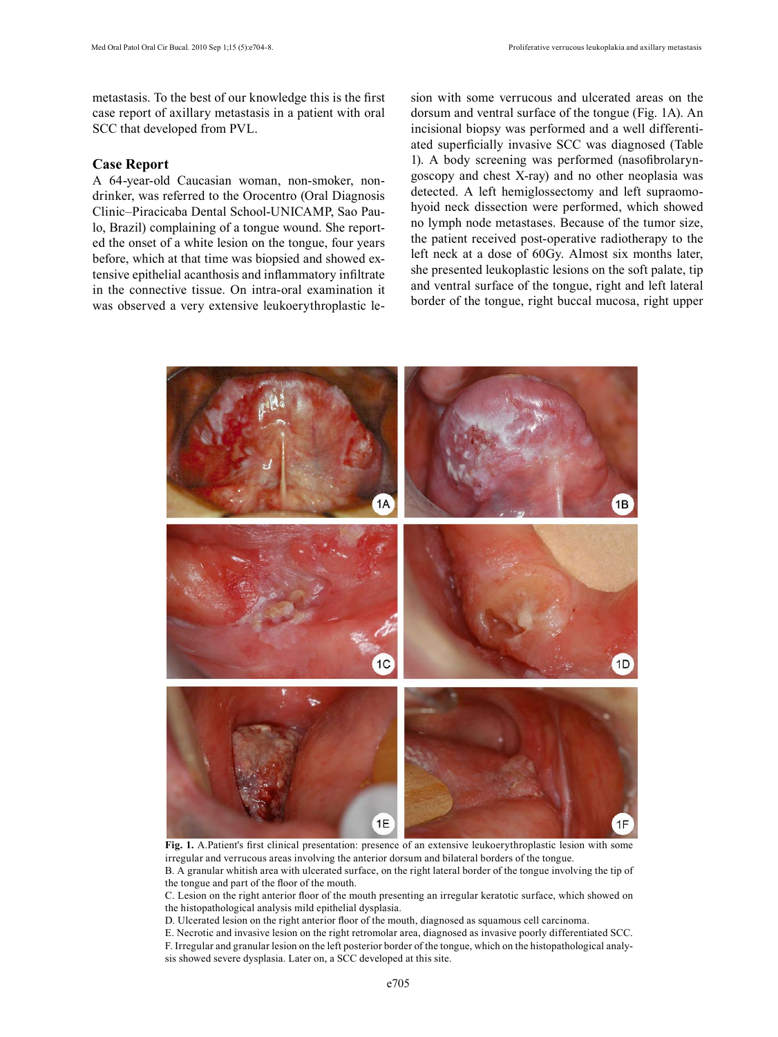metastasis. To the best of our knowledge this is the first case report of axillary metastasis in a patient with oral SCC that developed from PVL.

## Case Report

A 64-year-old Caucasian woman, non-smoker, non-drinker, was referred to the Orocentro (Oral Diagnosis Clinic–Piracicaba Dental School-UNICAMP, Sao Paulo, Brazil) complaining of a tongue wound. She reported the onset of a white lesion on the tongue, four years before, which at that time was biopsied and showed extensive epithelial acanthosis and inflammatory infiltrate in the connective tissue. On intra-oral examination it was observed a very extensive leukoerythroplastic lesion with some verrucous and ulcerated areas on the dorsum and ventral surface of the tongue (Fig. 1A). An incisional biopsy was performed and a well differentiated superficially invasive SCC was diagnosed (Table 1). A body screening was performed (nasofibrolaryngoscopy and chest X-ray) and no other neoplasia was detected. A left hemiglossectomy and left supraomohyoid neck dissection were performed, which showed no lymph node metastases. Because of the tumor size, the patient received post-operative radiotherapy to the left neck at a dose of 60Gy. Almost six months later, she presented leukoplastic lesions on the soft palate, tip and ventral surface of the tongue, right and left lateral border of the tongue, right buccal mucosa, right upper

**Fig. 1.** A.Patient's first clinical presentation: presence of an extensive leukoerythroplastic lesion with some irregular and verrucous areas involving the anterior dorsum and bilateral borders of the tongue.
B. A granular whitish area with ulcerated surface, on the right lateral border of the tongue involving the tip of the tongue and part of the floor of the mouth.
C. Lesion on the right anterior floor of the mouth presenting an irregular keratotic surface, which showed on the histopathological analysis mild epithelial dysplasia.
D. Ulcerated lesion on the right anterior floor of the mouth, diagnosed as squamous cell carcinoma.
E. Necrotic and invasive lesion on the right retromolar area, diagnosed as invasive poorly differentiated SCC.
F. Irregular and granular lesion on the left posterior border of the tongue, which on the histopathological analysis showed severe dysplasia. Later on, a SCC developed at this site.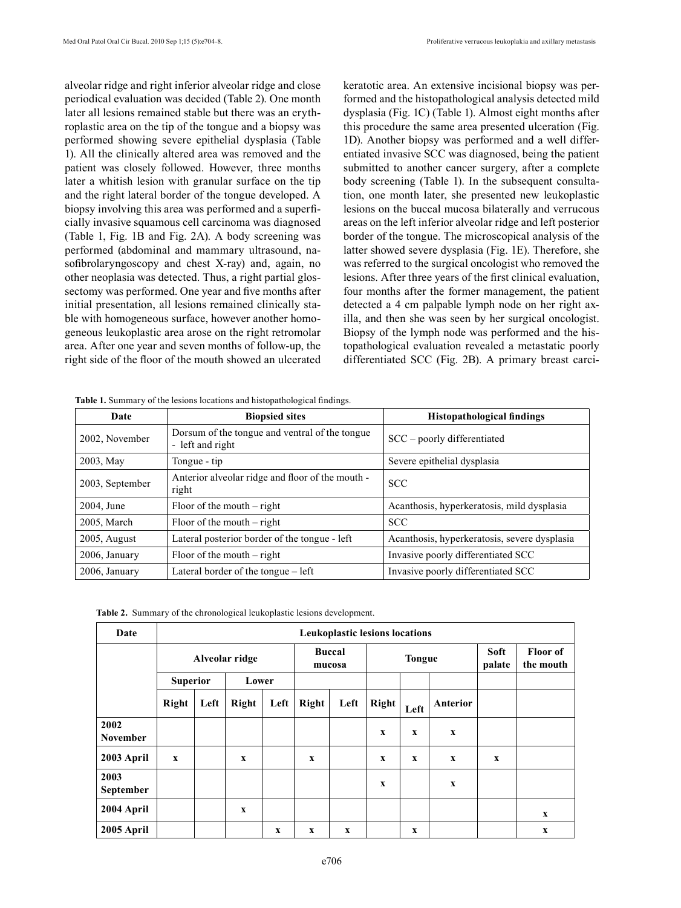alveolar ridge and right inferior alveolar ridge and close periodical evaluation was decided (Table 2). One month later all lesions remained stable but there was an erythroplastic area on the tip of the tongue and a biopsy was performed showing severe epithelial dysplasia (Table 1). All the clinically altered area was removed and the patient was closely followed. However, three months later a whitish lesion with granular surface on the tip and the right lateral border of the tongue developed. A biopsy involving this area was performed and a superficially invasive squamous cell carcinoma was diagnosed (Table 1, Fig. 1B and Fig. 2A). A body screening was performed (abdominal and mammary ultrasound, nasofibrolaryngoscopy and chest X-ray) and, again, no other neoplasia was detected. Thus, a right partial glossectomy was performed. One year and five months after initial presentation, all lesions remained clinically stable with homogeneous surface, however another homogeneous leukoplastic area arose on the right retromolar area. After one year and seven months of follow-up, the right side of the floor of the mouth showed an ulcerated keratotic area. An extensive incisional biopsy was performed and the histopathological analysis detected mild dysplasia (Fig. 1C) (Table 1). Almost eight months after this procedure the same area presented ulceration (Fig. 1D). Another biopsy was performed and a well differentiated invasive SCC was diagnosed, being the patient submitted to another cancer surgery, after a complete body screening (Table 1). In the subsequent consultation, one month later, she presented new leukoplastic lesions on the buccal mucosa bilaterally and verrucous areas on the left inferior alveolar ridge and left posterior border of the tongue. The microscopical analysis of the latter showed severe dysplasia (Fig. 1E). Therefore, she was referred to the surgical oncologist who removed the lesions. After three years of the first clinical evaluation, four months after the former management, the patient detected a 4 cm palpable lymph node on her right axilla, and then she was seen by her surgical oncologist. Biopsy of the lymph node was performed and the histopathological evaluation revealed a metastatic poorly differentiated SCC (Fig. 2B). A primary breast carci-

**Table 1.** Summary of the lesions locations and histopathological findings.

| Date | Biopsied sites | Histopathological findings |
|---|---|---|
| 2002, November | Dorsum of the tongue and ventral of the tongue - left and right | SCC – poorly differentiated |
| 2003, May | Tongue - tip | Severe epithelial dysplasia |
| 2003, September | Anterior alveolar ridge and floor of the mouth - right | SCC |
| 2004, June | Floor of the mouth – right | Acanthosis, hyperkeratosis, mild dysplasia |
| 2005, March | Floor of the mouth – right | SCC |
| 2005, August | Lateral posterior border of the tongue - left | Acanthosis, hyperkeratosis, severe dysplasia |
| 2006, January | Floor of the mouth – right | Invasive poorly differentiated SCC |
| 2006, January | Lateral border of the tongue – left | Invasive poorly differentiated SCC |

**Table 2.** Summary of the chronological leukoplastic lesions development.

| Date | Leukoplastic lesions locations | | | | | | | | | | |
|---|---|---|---|---|---|---|---|---|---|---|---|
| | Alveolar ridge | | | | Buccal mucosa | | Tongue | | | Soft palate | Floor of the mouth |
| | Superior | | Lower | | | | | | | | |
| | Right | Left | Right | Left | Right | Left | Right | Left | Anterior | | |
| **2002 November** | | | | | | | x | x | x | | |
| **2003 April** | x | | x | | x | | x | x | x | x | |
| **2003 September** | | | | | | | x | | x | | |
| **2004 April** | | | x | | | | | | | | x |
| **2005 April** | | | | x | x | x | | x | | | x |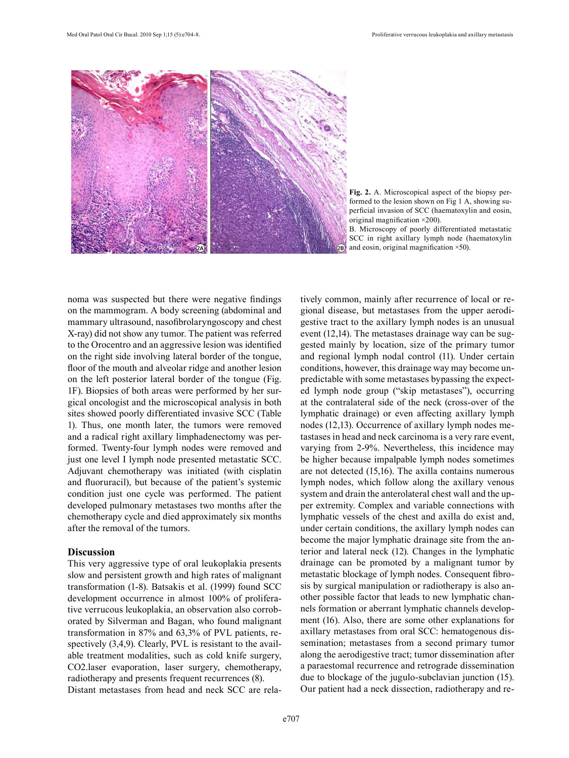**Fig. 2.** A. Microscopical aspect of the biopsy performed to the lesion shown on Fig 1 A, showing superficial invasion of SCC (haematoxylin and eosin, original magnification ×200).
B. Microscopy of poorly differentiated metastatic SCC in right axillary lymph node (haematoxylin and eosin, original magnification ×50).

noma was suspected but there were negative findings on the mammogram. A body screening (abdominal and mammary ultrasound, nasofibrolaryngoscopy and chest X-ray) did not show any tumor. The patient was referred to the Orocentro and an aggressive lesion was identified on the right side involving lateral border of the tongue, floor of the mouth and alveolar ridge and another lesion on the left posterior lateral border of the tongue (Fig. 1F). Biopsies of both areas were performed by her surgical oncologist and the microscopical analysis in both sites showed poorly differentiated invasive SCC (Table 1). Thus, one month later, the tumors were removed and a radical right axillary limphadenectomy was performed. Twenty-four lymph nodes were removed and just one level I lymph node presented metastatic SCC. Adjuvant chemotherapy was initiated (with cisplatin and fluoruracil), but because of the patient's systemic condition just one cycle was performed. The patient developed pulmonary metastases two months after the chemotherapy cycle and died approximately six months after the removal of the tumors.

## Discussion

This very aggressive type of oral leukoplakia presents slow and persistent growth and high rates of malignant transformation (1-8). Batsakis et al. (1999) found SCC development occurrence in almost 100% of proliferative verrucous leukoplakia, an observation also corroborated by Silverman and Bagan, who found malignant transformation in 87% and 63,3% of PVL patients, respectively (3,4,9). Clearly, PVL is resistant to the available treatment modalities, such as cold knife surgery, CO2.laser evaporation, laser surgery, chemotherapy, radiotherapy and presents frequent recurrences (8).

Distant metastases from head and neck SCC are relatively common, mainly after recurrence of local or regional disease, but metastases from the upper aerodigestive tract to the axillary lymph nodes is an unusual event (12,14). The metastases drainage way can be suggested mainly by location, size of the primary tumor and regional lymph nodal control (11). Under certain conditions, however, this drainage way may become unpredictable with some metastases bypassing the expected lymph node group ("skip metastases"), occurring at the contralateral side of the neck (cross-over of the lymphatic drainage) or even affecting axillary lymph nodes (12,13). Occurrence of axillary lymph nodes metastases in head and neck carcinoma is a very rare event, varying from 2-9%. Nevertheless, this incidence may be higher because impalpable lymph nodes sometimes are not detected (15,16). The axilla contains numerous lymph nodes, which follow along the axillary venous system and drain the anterolateral chest wall and the upper extremity. Complex and variable connections with lymphatic vessels of the chest and axilla do exist and, under certain conditions, the axillary lymph nodes can become the major lymphatic drainage site from the anterior and lateral neck (12). Changes in the lymphatic drainage can be promoted by a malignant tumor by metastatic blockage of lymph nodes. Consequent fibrosis by surgical manipulation or radiotherapy is also another possible factor that leads to new lymphatic channels formation or aberrant lymphatic channels development (16). Also, there are some other explanations for axillary metastases from oral SCC: hematogenous dissemination; metastases from a second primary tumor along the aerodigestive tract; tumor dissemination after a paraestomal recurrence and retrograde dissemination due to blockage of the jugulo-subclavian junction (15). Our patient had a neck dissection, radiotherapy and re-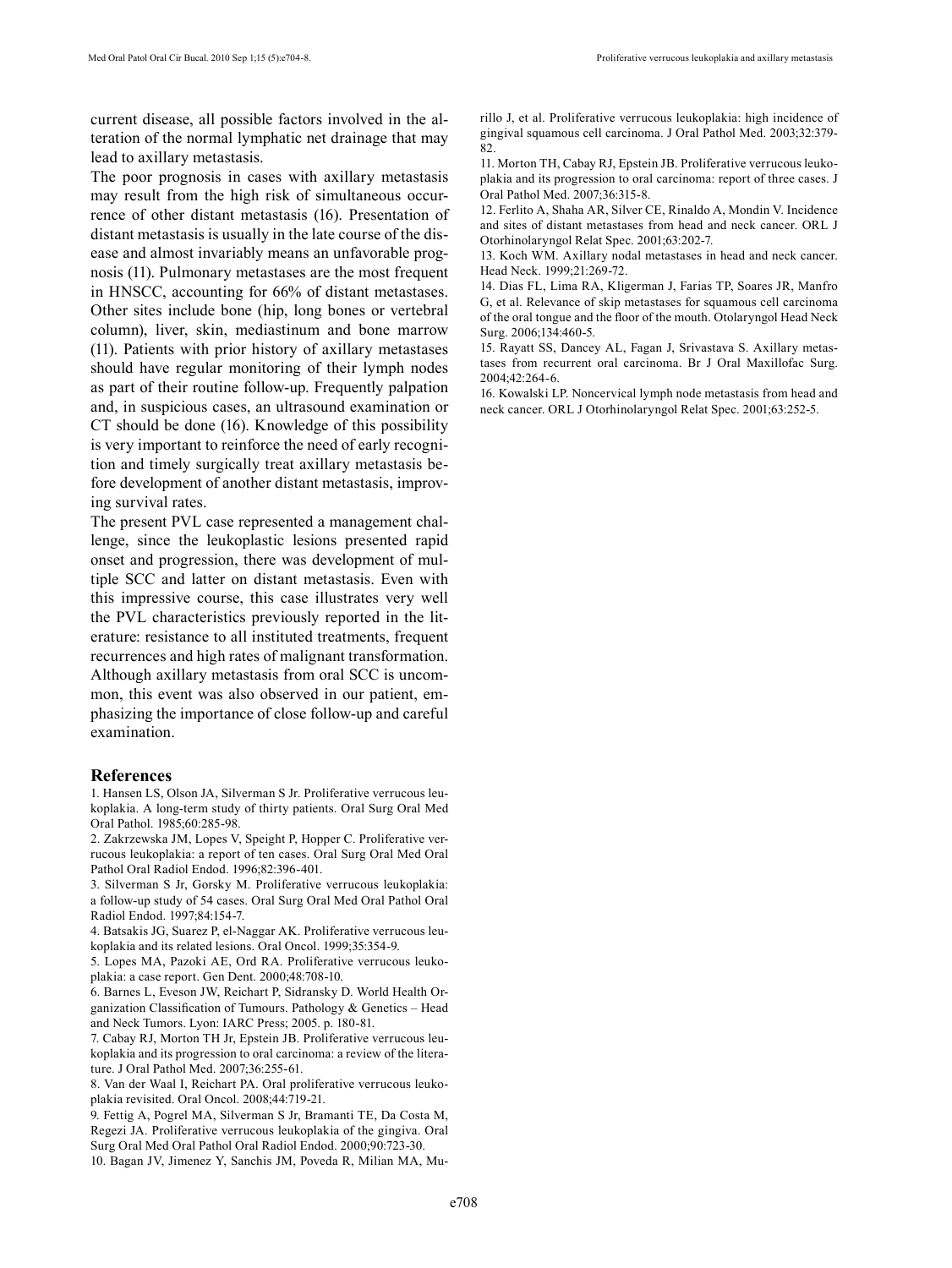current disease, all possible factors involved in the alteration of the normal lymphatic net drainage that may lead to axillary metastasis.

The poor prognosis in cases with axillary metastasis may result from the high risk of simultaneous occurrence of other distant metastasis (16). Presentation of distant metastasis is usually in the late course of the disease and almost invariably means an unfavorable prognosis (11). Pulmonary metastases are the most frequent in HNSCC, accounting for 66% of distant metastases. Other sites include bone (hip, long bones or vertebral column), liver, skin, mediastinum and bone marrow (11). Patients with prior history of axillary metastases should have regular monitoring of their lymph nodes as part of their routine follow-up. Frequently palpation and, in suspicious cases, an ultrasound examination or CT should be done (16). Knowledge of this possibility is very important to reinforce the need of early recognition and timely surgically treat axillary metastasis before development of another distant metastasis, improving survival rates.

The present PVL case represented a management challenge, since the leukoplastic lesions presented rapid onset and progression, there was development of multiple SCC and latter on distant metastasis. Even with this impressive course, this case illustrates very well the PVL characteristics previously reported in the literature: resistance to all instituted treatments, frequent recurrences and high rates of malignant transformation. Although axillary metastasis from oral SCC is uncommon, this event was also observed in our patient, emphasizing the importance of close follow-up and careful examination.

## References

1. Hansen LS, Olson JA, Silverman S Jr. Proliferative verrucous leukoplakia. A long-term study of thirty patients. Oral Surg Oral Med Oral Pathol. 1985;60:285-98.
2. Zakrzewska JM, Lopes V, Speight P, Hopper C. Proliferative verrucous leukoplakia: a report of ten cases. Oral Surg Oral Med Oral Pathol Oral Radiol Endod. 1996;82:396-401.
3. Silverman S Jr, Gorsky M. Proliferative verrucous leukoplakia: a follow-up study of 54 cases. Oral Surg Oral Med Oral Pathol Oral Radiol Endod. 1997;84:154-7.
4. Batsakis JG, Suarez P, el-Naggar AK. Proliferative verrucous leukoplakia and its related lesions. Oral Oncol. 1999;35:354-9.
5. Lopes MA, Pazoki AE, Ord RA. Proliferative verrucous leukoplakia: a case report. Gen Dent. 2000;48:708-10.
6. Barnes L, Eveson JW, Reichart P, Sidransky D. World Health Organization Classification of Tumours. Pathology & Genetics – Head and Neck Tumors. Lyon: IARC Press; 2005. p. 180-81.
7. Cabay RJ, Morton TH Jr, Epstein JB. Proliferative verrucous leukoplakia and its progression to oral carcinoma: a review of the literature. J Oral Pathol Med. 2007;36:255-61.
8. Van der Waal I, Reichart PA. Oral proliferative verrucous leukoplakia revisited. Oral Oncol. 2008;44:719-21.
9. Fettig A, Pogrel MA, Silverman S Jr, Bramanti TE, Da Costa M, Regezi JA. Proliferative verrucous leukoplakia of the gingiva. Oral Surg Oral Med Oral Pathol Oral Radiol Endod. 2000;90:723-30.
10. Bagan JV, Jimenez Y, Sanchis JM, Poveda R, Milian MA, Murillo J, et al. Proliferative verrucous leukoplakia: high incidence of gingival squamous cell carcinoma. J Oral Pathol Med. 2003;32:379-82.
11. Morton TH, Cabay RJ, Epstein JB. Proliferative verrucous leukoplakia and its progression to oral carcinoma: report of three cases. J Oral Pathol Med. 2007;36:315-8.
12. Ferlito A, Shaha AR, Silver CE, Rinaldo A, Mondin V. Incidence and sites of distant metastases from head and neck cancer. ORL J Otorhinolaryngol Relat Spec. 2001;63:202-7.
13. Koch WM. Axillary nodal metastases in head and neck cancer. Head Neck. 1999;21:269-72.
14. Dias FL, Lima RA, Kligerman J, Farias TP, Soares JR, Manfro G, et al. Relevance of skip metastases for squamous cell carcinoma of the oral tongue and the floor of the mouth. Otolaryngol Head Neck Surg. 2006;134:460-5.
15. Rayatt SS, Dancey AL, Fagan J, Srivastava S. Axillary metastases from recurrent oral carcinoma. Br J Oral Maxillofac Surg. 2004;42:264-6.
16. Kowalski LP. Noncervical lymph node metastasis from head and neck cancer. ORL J Otorhinolaryngol Relat Spec. 2001;63:252-5.